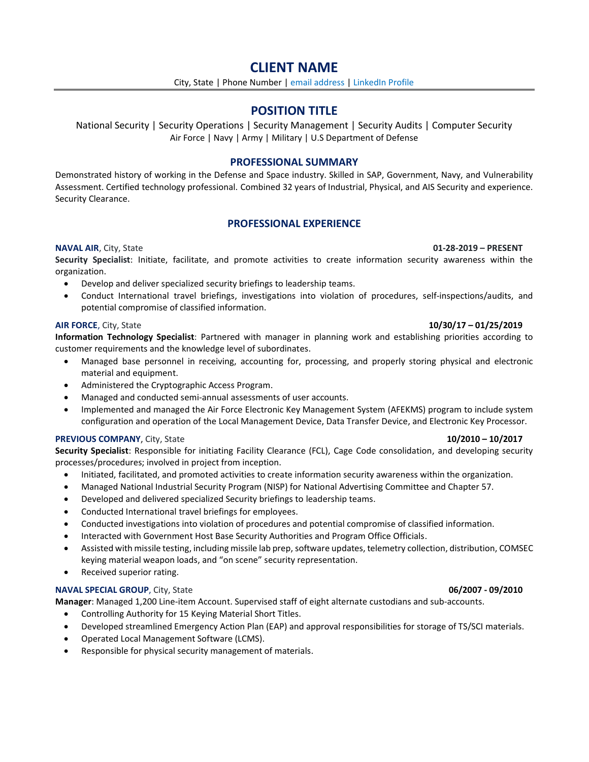# CLIENT NAME

City, State | Phone Number | email address | LinkedIn Profile

## POSITION TITLE

National Security | Security Operations | Security Management | Security Audits | Computer Security
Air Force | Navy | Army | Military | U.S Department of Defense

### PROFESSIONAL SUMMARY

Demonstrated history of working in the Defense and Space industry. Skilled in SAP, Government, Navy, and Vulnerability Assessment. Certified technology professional. Combined 32 years of Industrial, Physical, and AIS Security and experience. Security Clearance.

### PROFESSIONAL EXPERIENCE

**NAVAL AIR**, City, State **01-28-2019 – PRESENT**

**Security Specialist**: Initiate, facilitate, and promote activities to create information security awareness within the organization.

- Develop and deliver specialized security briefings to leadership teams.
- Conduct International travel briefings, investigations into violation of procedures, self-inspections/audits, and potential compromise of classified information.

**AIR FORCE**, City, State **10/30/17 – 01/25/2019**

**Information Technology Specialist**: Partnered with manager in planning work and establishing priorities according to customer requirements and the knowledge level of subordinates.

- Managed base personnel in receiving, accounting for, processing, and properly storing physical and electronic material and equipment.
- Administered the Cryptographic Access Program.
- Managed and conducted semi-annual assessments of user accounts.
- Implemented and managed the Air Force Electronic Key Management System (AFEKMS) program to include system configuration and operation of the Local Management Device, Data Transfer Device, and Electronic Key Processor.

**PREVIOUS COMPANY**, City, State **10/2010 – 10/2017**

**Security Specialist**: Responsible for initiating Facility Clearance (FCL), Cage Code consolidation, and developing security processes/procedures; involved in project from inception.

- Initiated, facilitated, and promoted activities to create information security awareness within the organization.
- Managed National Industrial Security Program (NISP) for National Advertising Committee and Chapter 57.
- Developed and delivered specialized Security briefings to leadership teams.
- Conducted International travel briefings for employees.
- Conducted investigations into violation of procedures and potential compromise of classified information.
- Interacted with Government Host Base Security Authorities and Program Office Officials.
- Assisted with missile testing, including missile lab prep, software updates, telemetry collection, distribution, COMSEC keying material weapon loads, and "on scene" security representation.
- Received superior rating.

**NAVAL SPECIAL GROUP**, City, State **06/2007 - 09/2010**

**Manager**: Managed 1,200 Line-item Account. Supervised staff of eight alternate custodians and sub-accounts.

- Controlling Authority for 15 Keying Material Short Titles.
- Developed streamlined Emergency Action Plan (EAP) and approval responsibilities for storage of TS/SCI materials.
- Operated Local Management Software (LCMS).
- Responsible for physical security management of materials.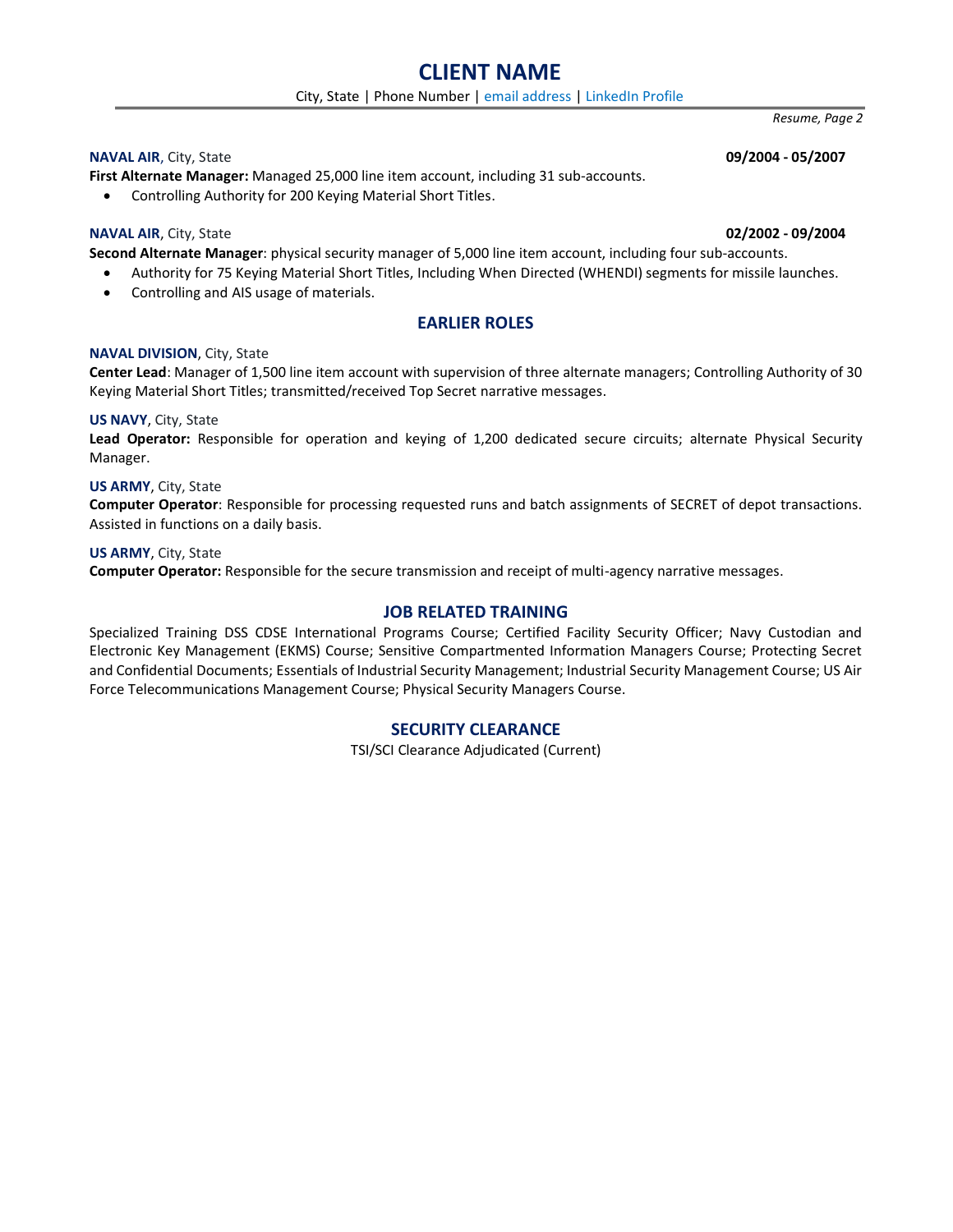**NAVAL AIR**, City, State **09/2004 - 05/2007**

**First Alternate Manager:** Managed 25,000 line item account, including 31 sub-accounts.

- Controlling Authority for 200 Keying Material Short Titles.

**NAVAL AIR**, City, State **02/2002 - 09/2004**

**Second Alternate Manager**: physical security manager of 5,000 line item account, including four sub-accounts.

- Authority for 75 Keying Material Short Titles, Including When Directed (WHENDI) segments for missile launches.
- Controlling and AIS usage of materials.

## EARLIER ROLES

**NAVAL DIVISION**, City, State

**Center Lead**: Manager of 1,500 line item account with supervision of three alternate managers; Controlling Authority of 30 Keying Material Short Titles; transmitted/received Top Secret narrative messages.

**US NAVY**, City, State

**Lead Operator:** Responsible for operation and keying of 1,200 dedicated secure circuits; alternate Physical Security Manager.

**US ARMY**, City, State

**Computer Operator**: Responsible for processing requested runs and batch assignments of SECRET of depot transactions. Assisted in functions on a daily basis.

**US ARMY**, City, State

**Computer Operator:** Responsible for the secure transmission and receipt of multi-agency narrative messages.

## JOB RELATED TRAINING

Specialized Training DSS CDSE International Programs Course; Certified Facility Security Officer; Navy Custodian and Electronic Key Management (EKMS) Course; Sensitive Compartmented Information Managers Course; Protecting Secret and Confidential Documents; Essentials of Industrial Security Management; Industrial Security Management Course; US Air Force Telecommunications Management Course; Physical Security Managers Course.

## SECURITY CLEARANCE

TSI/SCI Clearance Adjudicated (Current)